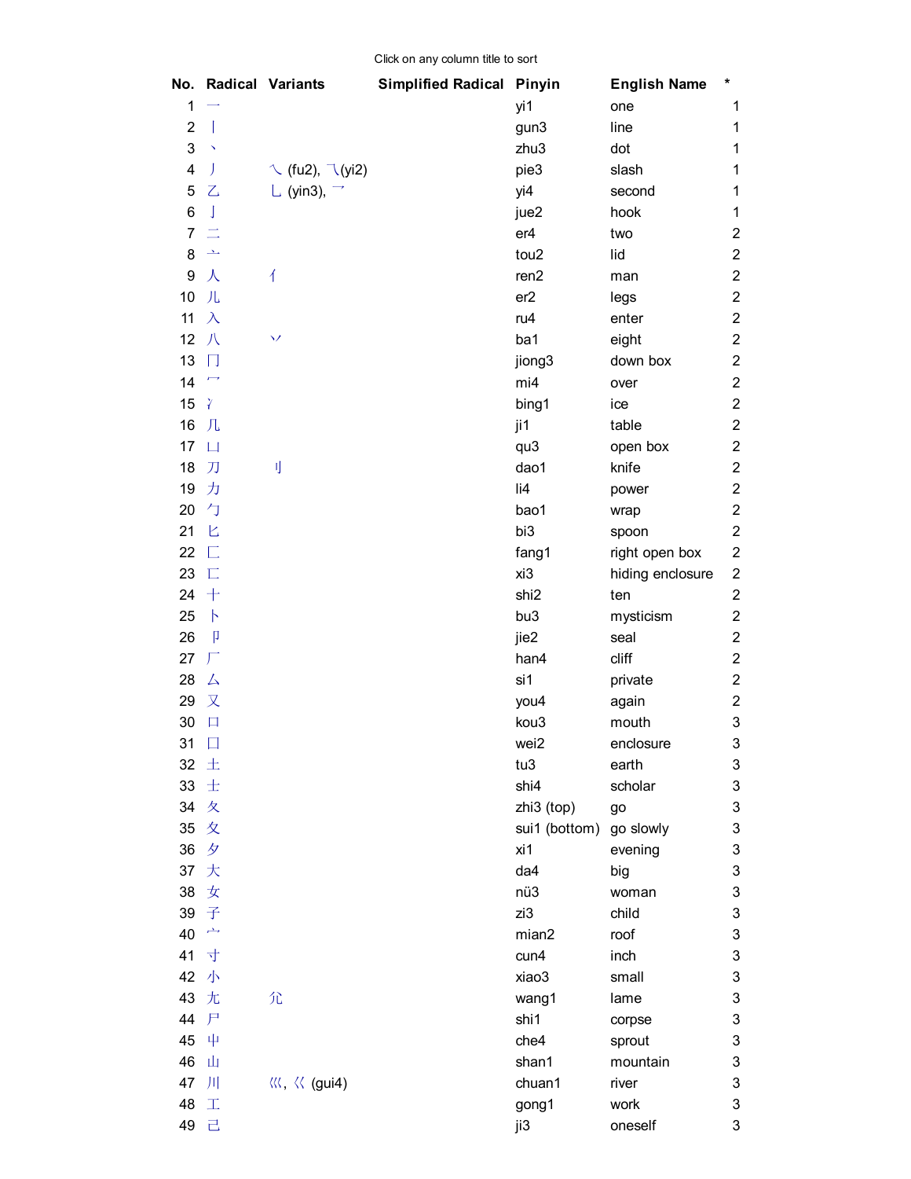Click on any column title to sort

| No. | Radical | Variants | Simplified Radical | Pinyin | English Name | * |
|---|---|---|---|---|---|---|
| 1 | 一 | | | yi1 | one | 1 |
| 2 | 丨 | | | gun3 | line | 1 |
| 3 | 丶 | | | zhu3 | dot | 1 |
| 4 | 丿 | ㇏ (fu2), ㇀(yi2) | | pie3 | slash | 1 |
| 5 | 乙 | ⺃ (yin3), ㇖ | | yi4 | second | 1 |
| 6 | 亅 | | | jue2 | hook | 1 |
| 7 | 二 | | | er4 | two | 2 |
| 8 | 亠 | | | tou2 | lid | 2 |
| 9 | 人 | 亻 | | ren2 | man | 2 |
| 10 | 儿 | | | er2 | legs | 2 |
| 11 | 入 | | | ru4 | enter | 2 |
| 12 | 八 | 丷 | | ba1 | eight | 2 |
| 13 | 冂 | | | jiong3 | down box | 2 |
| 14 | 冖 | | | mi4 | over | 2 |
| 15 | 冫 | | | bing1 | ice | 2 |
| 16 | 几 | | | ji1 | table | 2 |
| 17 | 凵 | | | qu3 | open box | 2 |
| 18 | 刀 | 刂 | | dao1 | knife | 2 |
| 19 | 力 | | | li4 | power | 2 |
| 20 | 勹 | | | bao1 | wrap | 2 |
| 21 | 匕 | | | bi3 | spoon | 2 |
| 22 | 匚 | | | fang1 | right open box | 2 |
| 23 | 匸 | | | xi3 | hiding enclosure | 2 |
| 24 | 十 | | | shi2 | ten | 2 |
| 25 | 卜 | | | bu3 | mysticism | 2 |
| 26 | 卩 | | | jie2 | seal | 2 |
| 27 | 厂 | | | han4 | cliff | 2 |
| 28 | 厶 | | | si1 | private | 2 |
| 29 | 又 | | | you4 | again | 2 |
| 30 | 口 | | | kou3 | mouth | 3 |
| 31 | 囗 | | | wei2 | enclosure | 3 |
| 32 | 土 | | | tu3 | earth | 3 |
| 33 | 士 | | | shi4 | scholar | 3 |
| 34 | 夂 | | | zhi3 (top) | go | 3 |
| 35 | 夊 | | | sui1 (bottom) | go slowly | 3 |
| 36 | 夕 | | | xi1 | evening | 3 |
| 37 | 大 | | | da4 | big | 3 |
| 38 | 女 | | | nü3 | woman | 3 |
| 39 | 子 | | | zi3 | child | 3 |
| 40 | 宀 | | | mian2 | roof | 3 |
| 41 | 寸 | | | cun4 | inch | 3 |
| 42 | 小 | | | xiao3 | small | 3 |
| 43 | 尢 | 尣 | | wang1 | lame | 3 |
| 44 | 尸 | | | shi1 | corpse | 3 |
| 45 | 屮 | | | che4 | sprout | 3 |
| 46 | 山 | | | shan1 | mountain | 3 |
| 47 | 川 | 巛, 巜 (gui4) | | chuan1 | river | 3 |
| 48 | 工 | | | gong1 | work | 3 |
| 49 | 己 | | | ji3 | oneself | 3 |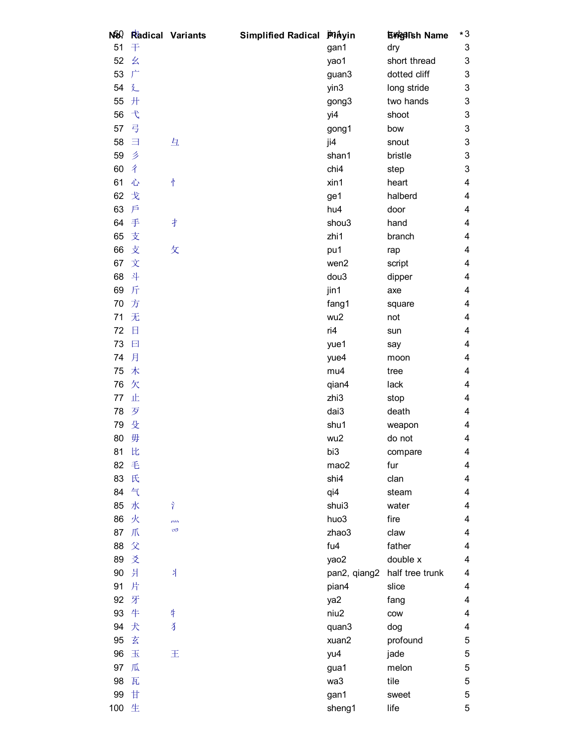| No. | Radical | Variants | Simplified Radical | Pinyin | English Name | * |
|---|---|---|---|---|---|---|
| 50 | 巾 | | | jin1 | turban | 3 |
| 51 | 干 | | | gan1 | dry | 3 |
| 52 | 幺 | | | yao1 | short thread | 3 |
| 53 | 广 | | | guan3 | dotted cliff | 3 |
| 54 | 廴 | | | yin3 | long stride | 3 |
| 55 | 廾 | | | gong3 | two hands | 3 |
| 56 | 弋 | | | yi4 | shoot | 3 |
| 57 | 弓 | | | gong1 | bow | 3 |
| 58 | 彐 | 彑 | | ji4 | snout | 3 |
| 59 | 彡 | | | shan1 | bristle | 3 |
| 60 | 彳 | | | chi4 | step | 3 |
| 61 | 心 | 忄 | | xin1 | heart | 4 |
| 62 | 戈 | | | ge1 | halberd | 4 |
| 63 | 戶 | | | hu4 | door | 4 |
| 64 | 手 | 扌 | | shou3 | hand | 4 |
| 65 | 支 | | | zhi1 | branch | 4 |
| 66 | 攴 | 攵 | | pu1 | rap | 4 |
| 67 | 文 | | | wen2 | script | 4 |
| 68 | 斗 | | | dou3 | dipper | 4 |
| 69 | 斤 | | | jin1 | axe | 4 |
| 70 | 方 | | | fang1 | square | 4 |
| 71 | 无 | | | wu2 | not | 4 |
| 72 | 日 | | | ri4 | sun | 4 |
| 73 | 曰 | | | yue1 | say | 4 |
| 74 | 月 | | | yue4 | moon | 4 |
| 75 | 木 | | | mu4 | tree | 4 |
| 76 | 欠 | | | qian4 | lack | 4 |
| 77 | 止 | | | zhi3 | stop | 4 |
| 78 | 歹 | | | dai3 | death | 4 |
| 79 | 殳 | | | shu1 | weapon | 4 |
| 80 | 毋 | | | wu2 | do not | 4 |
| 81 | 比 | | | bi3 | compare | 4 |
| 82 | 毛 | | | mao2 | fur | 4 |
| 83 | 氏 | | | shi4 | clan | 4 |
| 84 | 气 | | | qi4 | steam | 4 |
| 85 | 水 | 氵 | | shui3 | water | 4 |
| 86 | 火 | 灬 | | huo3 | fire | 4 |
| 87 | 爪 | 爫 | | zhao3 | claw | 4 |
| 88 | 父 | | | fu4 | father | 4 |
| 89 | 爻 | | | yao2 | double x | 4 |
| 90 | 爿 | 丬 | | pan2, qiang2 | half tree trunk | 4 |
| 91 | 片 | | | pian4 | slice | 4 |
| 92 | 牙 | | | ya2 | fang | 4 |
| 93 | 牛 | 牜 | | niu2 | cow | 4 |
| 94 | 犬 | 犭 | | quan3 | dog | 4 |
| 95 | 玄 | | | xuan2 | profound | 5 |
| 96 | 玉 | 王 | | yu4 | jade | 5 |
| 97 | 瓜 | | | gua1 | melon | 5 |
| 98 | 瓦 | | | wa3 | tile | 5 |
| 99 | 甘 | | | gan1 | sweet | 5 |
| 100 | 生 | | | sheng1 | life | 5 |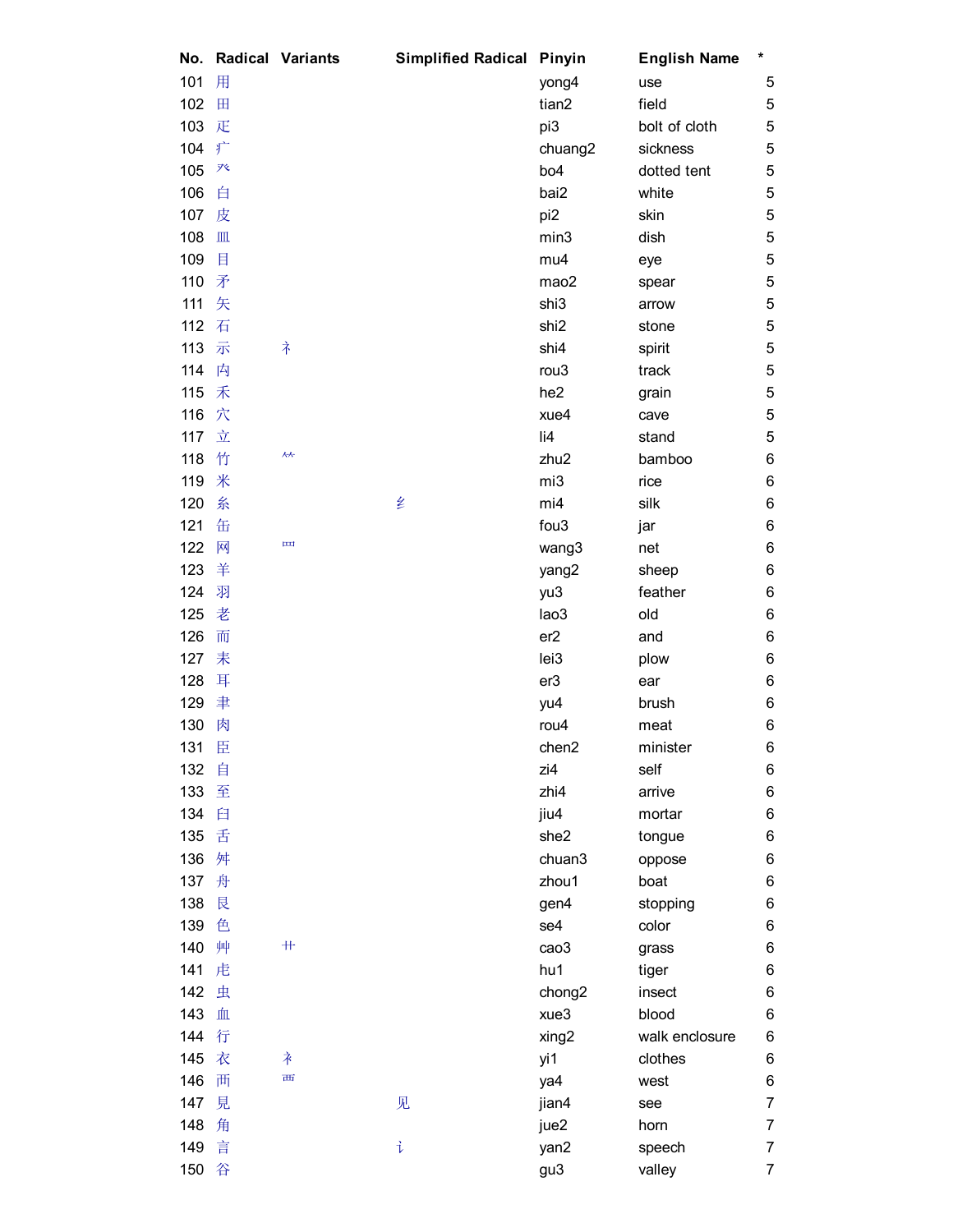| No. | Radical | Variants | Simplified Radical | Pinyin | English Name | * |
|---|---|---|---|---|---|---|
| 101 | 用 | | | yong4 | use | 5 |
| 102 | 田 | | | tian2 | field | 5 |
| 103 | 疋 | | | pi3 | bolt of cloth | 5 |
| 104 | 疒 | | | chuang2 | sickness | 5 |
| 105 | 癶 | | | bo4 | dotted tent | 5 |
| 106 | 白 | | | bai2 | white | 5 |
| 107 | 皮 | | | pi2 | skin | 5 |
| 108 | 皿 | | | min3 | dish | 5 |
| 109 | 目 | | | mu4 | eye | 5 |
| 110 | 矛 | | | mao2 | spear | 5 |
| 111 | 矢 | | | shi3 | arrow | 5 |
| 112 | 石 | | | shi2 | stone | 5 |
| 113 | 示 | 礻 | | shi4 | spirit | 5 |
| 114 | 禸 | | | rou3 | track | 5 |
| 115 | 禾 | | | he2 | grain | 5 |
| 116 | 穴 | | | xue4 | cave | 5 |
| 117 | 立 | | | li4 | stand | 5 |
| 118 | 竹 | ⺮ | | zhu2 | bamboo | 6 |
| 119 | 米 | | | mi3 | rice | 6 |
| 120 | 糸 | | 纟 | mi4 | silk | 6 |
| 121 | 缶 | | | fou3 | jar | 6 |
| 122 | 网 | 罒 | | wang3 | net | 6 |
| 123 | 羊 | | | yang2 | sheep | 6 |
| 124 | 羽 | | | yu3 | feather | 6 |
| 125 | 老 | | | lao3 | old | 6 |
| 126 | 而 | | | er2 | and | 6 |
| 127 | 耒 | | | lei3 | plow | 6 |
| 128 | 耳 | | | er3 | ear | 6 |
| 129 | 聿 | | | yu4 | brush | 6 |
| 130 | 肉 | | | rou4 | meat | 6 |
| 131 | 臣 | | | chen2 | minister | 6 |
| 132 | 自 | | | zi4 | self | 6 |
| 133 | 至 | | | zhi4 | arrive | 6 |
| 134 | 臼 | | | jiu4 | mortar | 6 |
| 135 | 舌 | | | she2 | tongue | 6 |
| 136 | 舛 | | | chuan3 | oppose | 6 |
| 137 | 舟 | | | zhou1 | boat | 6 |
| 138 | 艮 | | | gen4 | stopping | 6 |
| 139 | 色 | | | se4 | color | 6 |
| 140 | 艸 | 艹 | | cao3 | grass | 6 |
| 141 | 虍 | | | hu1 | tiger | 6 |
| 142 | 虫 | | | chong2 | insect | 6 |
| 143 | 血 | | | xue3 | blood | 6 |
| 144 | 行 | | | xing2 | walk enclosure | 6 |
| 145 | 衣 | 衤 | | yi1 | clothes | 6 |
| 146 | 襾 | 覀 | | ya4 | west | 6 |
| 147 | 見 | | 见 | jian4 | see | 7 |
| 148 | 角 | | | jue2 | horn | 7 |
| 149 | 言 | | 讠 | yan2 | speech | 7 |
| 150 | 谷 | | | gu3 | valley | 7 |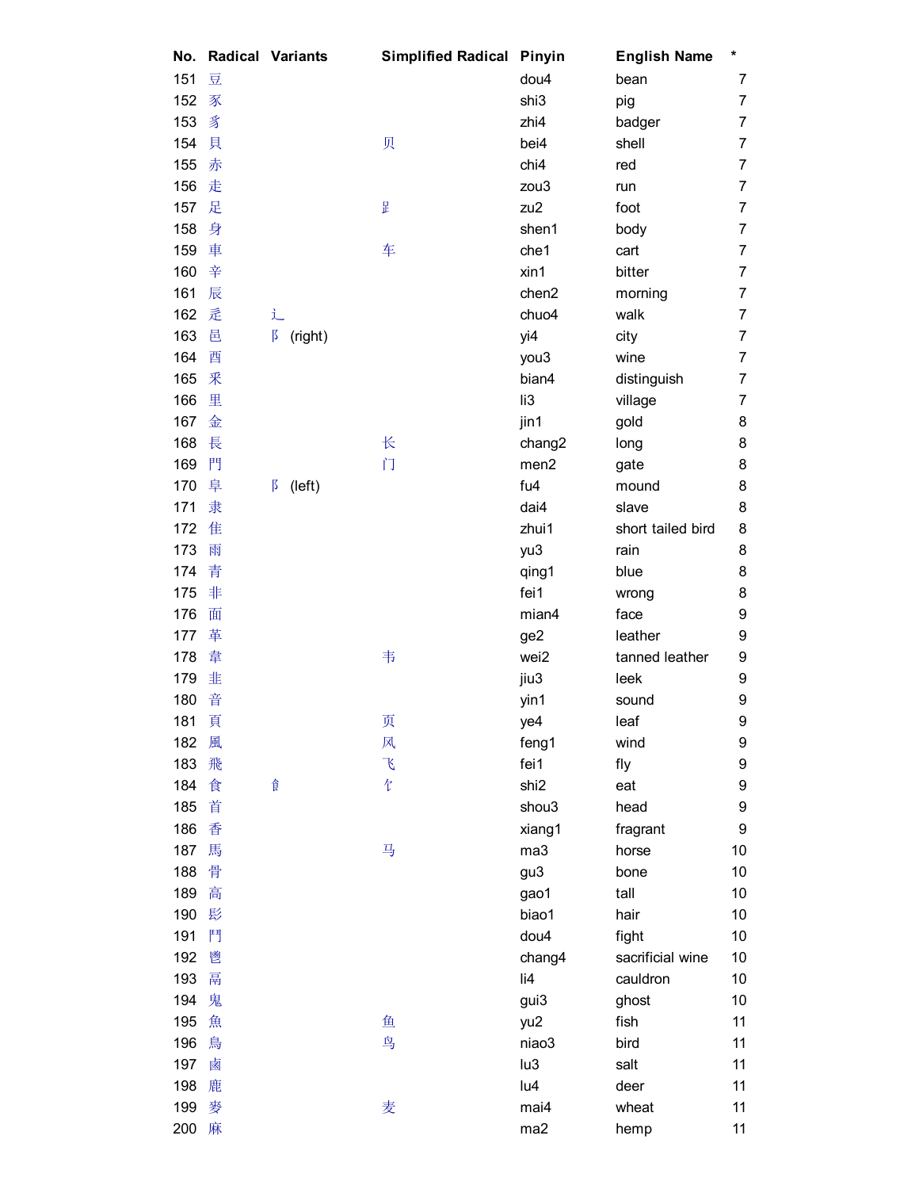| No. | Radical | Variants | Simplified Radical | Pinyin | English Name | * |
| --- | --- | --- | --- | --- | --- | --- |
| 151 | 豆 | | | dou4 | bean | 7 |
| 152 | 豕 | | | shi3 | pig | 7 |
| 153 | 豸 | | | zhi4 | badger | 7 |
| 154 | 貝 | | 贝 | bei4 | shell | 7 |
| 155 | 赤 | | | chi4 | red | 7 |
| 156 | 走 | | | zou3 | run | 7 |
| 157 | 足 | | 𧾷 | zu2 | foot | 7 |
| 158 | 身 | | | shen1 | body | 7 |
| 159 | 車 | | 车 | che1 | cart | 7 |
| 160 | 辛 | | | xin1 | bitter | 7 |
| 161 | 辰 | | | chen2 | morning | 7 |
| 162 | 辵 | 辶 | | chuo4 | walk | 7 |
| 163 | 邑 | 阝 (right) | | yi4 | city | 7 |
| 164 | 酉 | | | you3 | wine | 7 |
| 165 | 釆 | | | bian4 | distinguish | 7 |
| 166 | 里 | | | li3 | village | 7 |
| 167 | 金 | | | jin1 | gold | 8 |
| 168 | 長 | | 长 | chang2 | long | 8 |
| 169 | 門 | | 门 | men2 | gate | 8 |
| 170 | 阜 | 阝 (left) | | fu4 | mound | 8 |
| 171 | 隶 | | | dai4 | slave | 8 |
| 172 | 隹 | | | zhui1 | short tailed bird | 8 |
| 173 | 雨 | | | yu3 | rain | 8 |
| 174 | 青 | | | qing1 | blue | 8 |
| 175 | 非 | | | fei1 | wrong | 8 |
| 176 | 面 | | | mian4 | face | 9 |
| 177 | 革 | | | ge2 | leather | 9 |
| 178 | 韋 | | 韦 | wei2 | tanned leather | 9 |
| 179 | 韭 | | | jiu3 | leek | 9 |
| 180 | 音 | | | yin1 | sound | 9 |
| 181 | 頁 | | 页 | ye4 | leaf | 9 |
| 182 | 風 | | 风 | feng1 | wind | 9 |
| 183 | 飛 | | 飞 | fei1 | fly | 9 |
| 184 | 食 | 飠 | 饣 | shi2 | eat | 9 |
| 185 | 首 | | | shou3 | head | 9 |
| 186 | 香 | | | xiang1 | fragrant | 9 |
| 187 | 馬 | | 马 | ma3 | horse | 10 |
| 188 | 骨 | | | gu3 | bone | 10 |
| 189 | 高 | | | gao1 | tall | 10 |
| 190 | 髟 | | | biao1 | hair | 10 |
| 191 | 鬥 | | | dou4 | fight | 10 |
| 192 | 鬯 | | | chang4 | sacrificial wine | 10 |
| 193 | 鬲 | | | li4 | cauldron | 10 |
| 194 | 鬼 | | | gui3 | ghost | 10 |
| 195 | 魚 | | 鱼 | yu2 | fish | 11 |
| 196 | 鳥 | | 鸟 | niao3 | bird | 11 |
| 197 | 鹵 | | | lu3 | salt | 11 |
| 198 | 鹿 | | | lu4 | deer | 11 |
| 199 | 麥 | | 麦 | mai4 | wheat | 11 |
| 200 | 麻 | | | ma2 | hemp | 11 |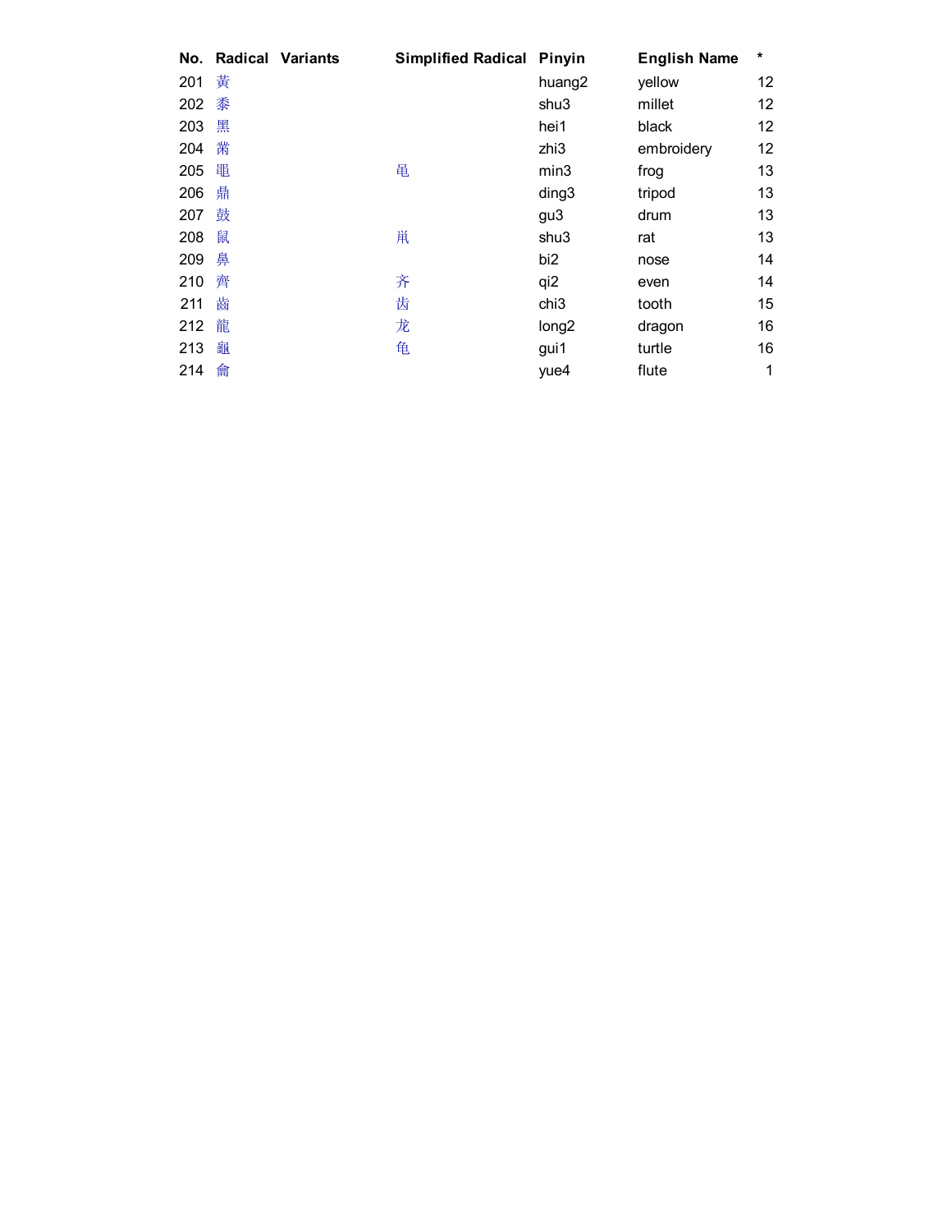| No. | Radical | Variants | Simplified Radical | Pinyin | English Name | * |
|---|---|---|---|---|---|---|
| 201 | 黃 | | | huang2 | yellow | 12 |
| 202 | 黍 | | | shu3 | millet | 12 |
| 203 | 黑 | | | hei1 | black | 12 |
| 204 | 黹 | | | zhi3 | embroidery | 12 |
| 205 | 黽 | | 黾 | min3 | frog | 13 |
| 206 | 鼎 | | | ding3 | tripod | 13 |
| 207 | 鼓 | | | gu3 | drum | 13 |
| 208 | 鼠 | | 鼡 | shu3 | rat | 13 |
| 209 | 鼻 | | | bi2 | nose | 14 |
| 210 | 齊 | | 齐 | qi2 | even | 14 |
| 211 | 齒 | | 齿 | chi3 | tooth | 15 |
| 212 | 龍 | | 龙 | long2 | dragon | 16 |
| 213 | 龜 | | 龟 | gui1 | turtle | 16 |
| 214 | 龠 | | | yue4 | flute | 1 |